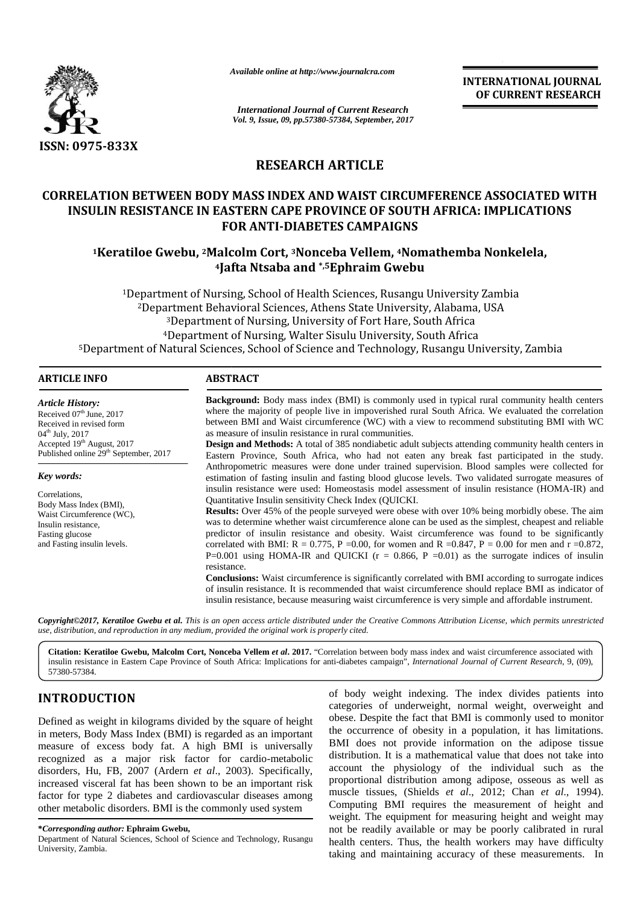*Available online at http://www.journalcra.com*

*International Journal of Current Research*
*Vol. 9, Issue, 09, pp.57380-57384, September, 2017*

**INTERNATIONAL JOURNAL OF CURRENT RESEARCH**

ISSN: 0975-833X

## RESEARCH ARTICLE

# CORRELATION BETWEEN BODY MASS INDEX AND WAIST CIRCUMFERENCE ASSOCIATED WITH INSULIN RESISTANCE IN EASTERN CAPE PROVINCE OF SOUTH AFRICA: IMPLICATIONS FOR ANTI-DIABETES CAMPAIGNS

**[1]Keratiloe Gwebu, [2]Malcolm Cort, [3]Nonceba Vellem, [4]Nomathemba Nonkelela, [4]Jafta Ntsaba and *,[5]Ephraim Gwebu**

[1]Department of Nursing, School of Health Sciences, Rusangu University Zambia
[2]Department Behavioral Sciences, Athens State University, Alabama, USA
[3]Department of Nursing, University of Fort Hare, South Africa
[4]Department of Nursing, Walter Sisulu University, South Africa
[5]Department of Natural Sciences, School of Science and Technology, Rusangu University, Zambia

### ARTICLE INFO

*Article History:*
Received 07th June, 2017
Received in revised form 04th July, 2017
Accepted 19th August, 2017
Published online 29th September, 2017

*Key words:*
Correlations,
Body Mass Index (BMI),
Waist Circumference (WC),
Insulin resistance,
Fasting glucose and Fasting insulin levels.

### ABSTRACT

**Background:** Body mass index (BMI) is commonly used in typical rural community health centers where the majority of people live in impoverished rural South Africa. We evaluated the correlation between BMI and Waist circumference (WC) with a view to recommend substituting BMI with WC as measure of insulin resistance in rural communities.

**Design and Methods:** A total of 385 nondiabetic adult subjects attending community health centers in Eastern Province, South Africa, who had not eaten any break fast participated in the study. Anthropometric measures were done under trained supervision. Blood samples were collected for estimation of fasting insulin and fasting blood glucose levels. Two validated surrogate measures of insulin resistance were used: Homeostasis model assessment of insulin resistance (HOMA-IR) and Quantitative Insulin sensitivity Check Index (QUICKI.

**Results:** Over 45% of the people surveyed were obese with over 10% being morbidly obese. The aim was to determine whether waist circumference alone can be used as the simplest, cheapest and reliable predictor of insulin resistance and obesity. Waist circumference was found to be significantly correlated with BMI: R = 0.775, P =0.00, for women and R =0.847, P = 0.00 for men and r =0.872, P=0.001 using HOMA-IR and QUICKI (r = 0.866, P =0.01) as the surrogate indices of insulin resistance.

**Conclusions:** Waist circumference is significantly correlated with BMI according to surrogate indices of insulin resistance. It is recommended that waist circumference should replace BMI as indicator of insulin resistance, because measuring waist circumference is very simple and affordable instrument.

***Copyright©2017, Keratiloe Gwebu et al.** This is an open access article distributed under the Creative Commons Attribution License, which permits unrestricted use, distribution, and reproduction in any medium, provided the original work is properly cited.*

**Citation: Keratiloe Gwebu, Malcolm Cort, Nonceba Vellem *et al*. 2017.** "Correlation between body mass index and waist circumference associated with insulin resistance in Eastern Cape Province of South Africa: Implications for anti-diabetes campaign", *International Journal of Current Research*, 9, (09), 57380-57384.

## INTRODUCTION

Defined as weight in kilograms divided by the square of height in meters, Body Mass Index (BMI) is regarded as an important measure of excess body fat. A high BMI is universally recognized as a major risk factor for cardio-metabolic disorders, Hu, FB, 2007 (Ardern *et al*., 2003). Specifically, increased visceral fat has been shown to be an important risk factor for type 2 diabetes and cardiovascular diseases among other metabolic disorders. BMI is the commonly used system of body weight indexing. The index divides patients into categories of underweight, normal weight, overweight and obese. Despite the fact that BMI is commonly used to monitor the occurrence of obesity in a population, it has limitations. BMI does not provide information on the adipose tissue distribution. It is a mathematical value that does not take into account the physiology of the individual such as the proportional distribution among adipose, osseous as well as muscle tissues, (Shields *et al*., 2012; Chan *et al*., 1994). Computing BMI requires the measurement of height and weight. The equipment for measuring height and weight may not be readily available or may be poorly calibrated in rural health centers. Thus, the health workers may have difficulty taking and maintaining accuracy of these measurements. In

***Corresponding author:* Ephraim Gwebu,**
Department of Natural Sciences, School of Science and Technology, Rusangu University, Zambia.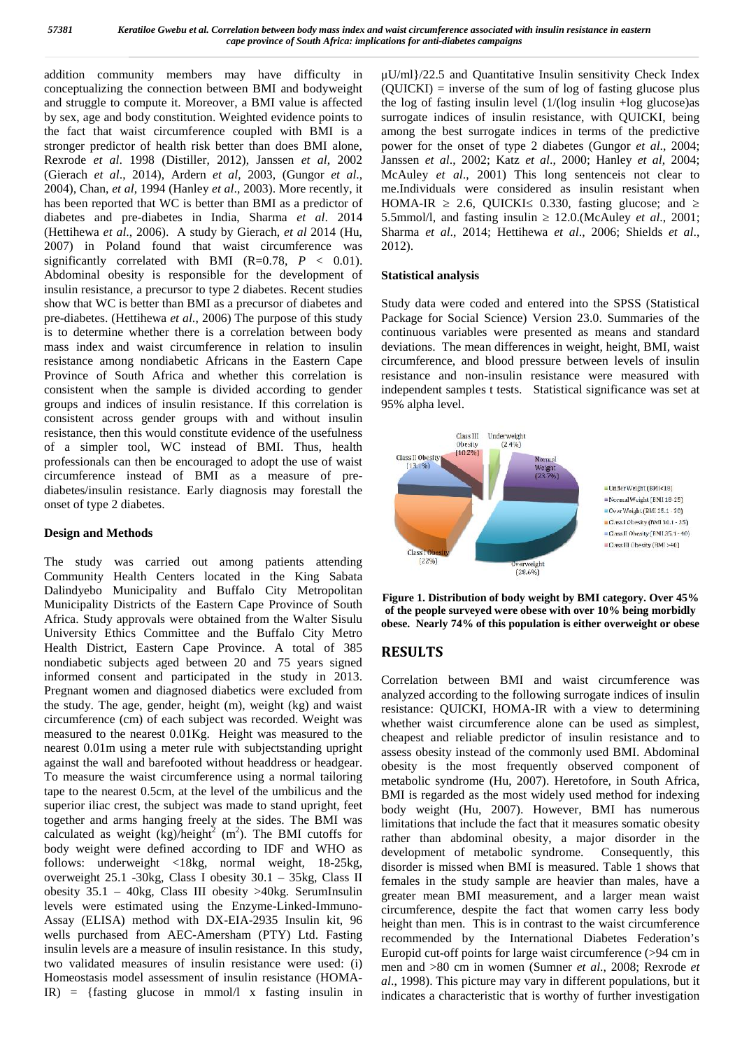addition community members may have difficulty in conceptualizing the connection between BMI and bodyweight and struggle to compute it. Moreover, a BMI value is affected by sex, age and body constitution. Weighted evidence points to the fact that waist circumference coupled with BMI is a stronger predictor of health risk better than does BMI alone, Rexrode *et al*. 1998 (Distiller, 2012), Janssen *et al*, 2002 (Gierach *et al*., 2014), Ardern *et al*, 2003, (Gungor *et al*., 2004), Chan, *et al*, 1994 (Hanley *et al*., 2003). More recently, it has been reported that WC is better than BMI as a predictor of diabetes and pre-diabetes in India, Sharma *et al*. 2014 (Hettihewa *et al*., 2006). A study by Gierach, *et al* 2014 (Hu, 2007) in Poland found that waist circumference was significantly correlated with BMI ($R=0.78$, $P < 0.01$). Abdominal obesity is responsible for the development of insulin resistance, a precursor to type 2 diabetes. Recent studies show that WC is better than BMI as a precursor of diabetes and pre-diabetes. (Hettihewa *et al.,* 2006) The purpose of this study is to determine whether there is a correlation between body mass index and waist circumference in relation to insulin resistance among nondiabetic Africans in the Eastern Cape Province of South Africa and whether this correlation is consistent when the sample is divided according to gender groups and indices of insulin resistance. If this correlation is consistent across gender groups with and without insulin resistance, then this would constitute evidence of the usefulness of a simpler tool, WC instead of BMI. Thus, health professionals can then be encouraged to adopt the use of waist circumference instead of BMI as a measure of pre-diabetes/insulin resistance. Early diagnosis may forestall the onset of type 2 diabetes.

## Design and Methods

The study was carried out among patients attending Community Health Centers located in the King Sabata Dalindyebo Municipality and Buffalo City Metropolitan Municipality Districts of the Eastern Cape Province of South Africa. Study approvals were obtained from the Walter Sisulu University Ethics Committee and the Buffalo City Metro Health District, Eastern Cape Province. A total of 385 nondiabetic subjects aged between 20 and 75 years signed informed consent and participated in the study in 2013. Pregnant women and diagnosed diabetics were excluded from the study. The age, gender, height (m), weight (kg) and waist circumference (cm) of each subject was recorded. Weight was measured to the nearest 0.01Kg. Height was measured to the nearest 0.01m using a meter rule with subjectstanding upright against the wall and barefooted without headdress or headgear. To measure the waist circumference using a normal tailoring tape to the nearest 0.5cm, at the level of the umbilicus and the superior iliac crest, the subject was made to stand upright, feet together and arms hanging freely at the sides. The BMI was calculated as weight (kg)/height$^2$ (m$^2$). The BMI cutoffs for body weight were defined according to IDF and WHO as follows: underweight <18kg, normal weight, 18-25kg, overweight 25.1 -30kg, Class I obesity 30.1 – 35kg, Class II obesity 35.1 – 40kg, Class III obesity >40kg. SerumInsulin levels were estimated using the Enzyme-Linked-Immuno-Assay (ELISA) method with DX-EIA-2935 Insulin kit, 96 wells purchased from AEC-Amersham (PTY) Ltd. Fasting insulin levels are a measure of insulin resistance. In this study, two validated measures of insulin resistance were used: (i) Homeostasis model assessment of insulin resistance (HOMA-IR) = {fasting glucose in mmol/l x fasting insulin in μU/ml}/22.5 and Quantitative Insulin sensitivity Check Index (QUICKI) = inverse of the sum of log of fasting glucose plus the log of fasting insulin level (1/(log insulin +log glucose)as surrogate indices of insulin resistance, with QUICKI, being among the best surrogate indices in terms of the predictive power for the onset of type 2 diabetes (Gungor *et al*., 2004; Janssen *et al*., 2002; Katz *et al*., 2000; Hanley *et al*, 2004; McAuley *et al*., 2001) This long sentenceis not clear to me.Individuals were considered as insulin resistant when HOMA-IR $\geq$ 2.6, QUICKI$\leq$ 0.330, fasting glucose; and $\geq$ 5.5mmol/l, and fasting insulin $\geq$ 12.0.(McAuley *et al*., 2001; Sharma *et al*., 2014; Hettihewa *et al*., 2006; Shields *et al*., 2012).

## Statistical analysis

Study data were coded and entered into the SPSS (Statistical Package for Social Science) Version 23.0. Summaries of the continuous variables were presented as means and standard deviations. The mean differences in weight, height, BMI, waist circumference, and blood pressure between levels of insulin resistance and non-insulin resistance were measured with independent samples t tests. Statistical significance was set at 95% alpha level.

**Figure 1. Distribution of body weight by BMI category. Over 45% of the people surveyed were obese with over 10% being morbidly obese. Nearly 74% of this population is either overweight or obese**

## RESULTS

Correlation between BMI and waist circumference was analyzed according to the following surrogate indices of insulin resistance: QUICKI, HOMA-IR with a view to determining whether waist circumference alone can be used as simplest, cheapest and reliable predictor of insulin resistance and to assess obesity instead of the commonly used BMI. Abdominal obesity is the most frequently observed component of metabolic syndrome (Hu, 2007). Heretofore, in South Africa, BMI is regarded as the most widely used method for indexing body weight (Hu, 2007). However, BMI has numerous limitations that include the fact that it measures somatic obesity rather than abdominal obesity, a major disorder in the development of metabolic syndrome. Consequently, this disorder is missed when BMI is measured. Table 1 shows that females in the study sample are heavier than males, have a greater mean BMI measurement, and a larger mean waist circumference, despite the fact that women carry less body height than men. This is in contrast to the waist circumference recommended by the International Diabetes Federation's Europid cut-off points for large waist circumference (>94 cm in men and >80 cm in women (Sumner *et al*., 2008; Rexrode *et al*., 1998). This picture may vary in different populations, but it indicates a characteristic that is worthy of further investigation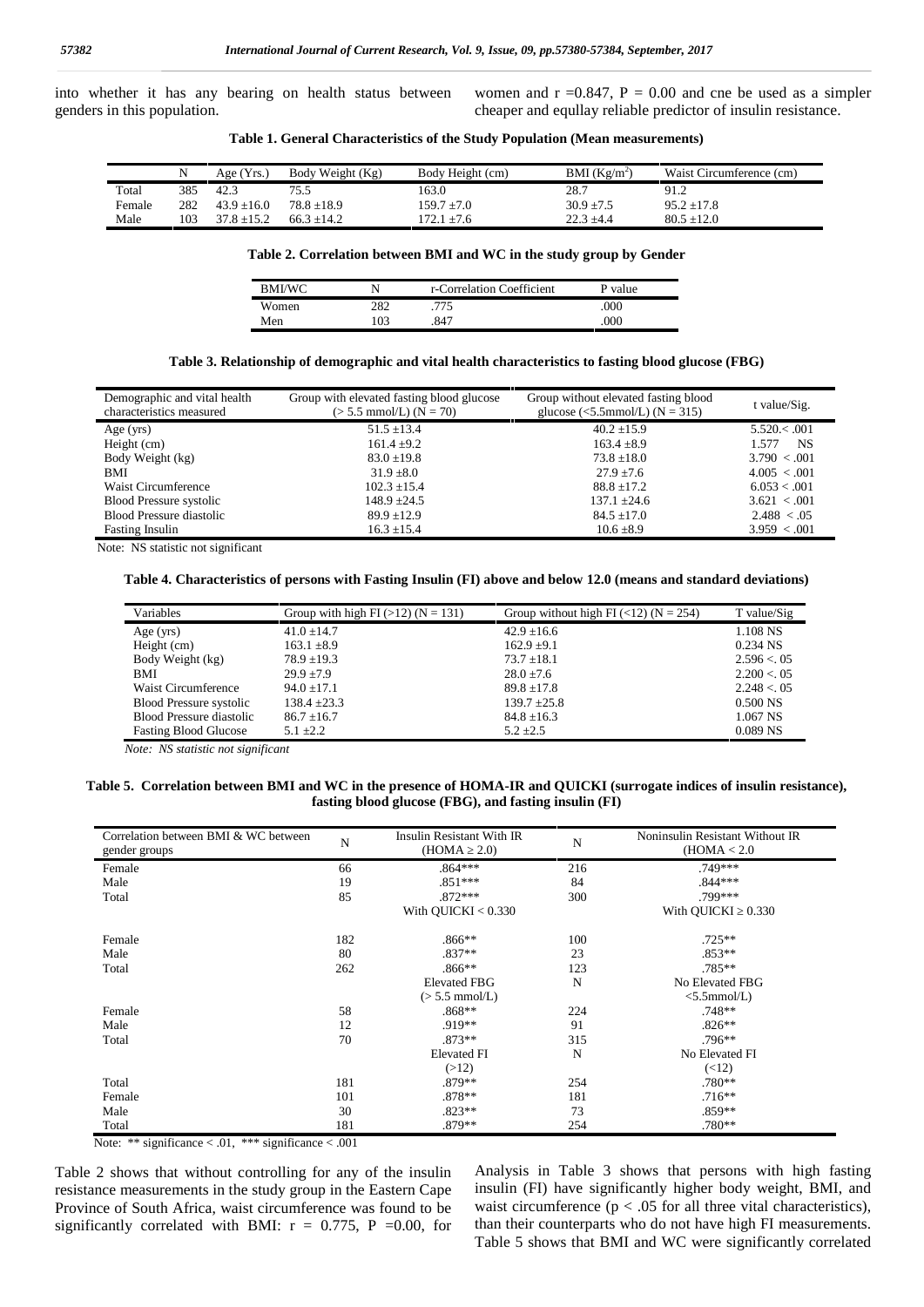into whether it has any bearing on health status between genders in this population.

women and r =0.847, P = 0.00 and cne be used as a simpler cheaper and equllay reliable predictor of insulin resistance.

**Table 1. General Characteristics of the Study Population (Mean measurements)**

| | N | Age (Yrs.) | Body Weight (Kg) | Body Height (cm) | BMI ($Kg/m^2$) | Waist Circumference (cm) |
|---|---|---|---|---|---|---|
| Total | 385 | 42.3 | 75.5 | 163.0 | 28.7 | 91.2 |
| Female | 282 | 43.9 ±16.0 | 78.8 ±18.9 | 159.7 ±7.0 | 30.9 ±7.5 | 95.2 ±17.8 |
| Male | 103 | 37.8 ±15.2 | 66.3 ±14.2 | 172.1 ±7.6 | 22.3 ±4.4 | 80.5 ±12.0 |

**Table 2. Correlation between BMI and WC in the study group by Gender**

| BMI/WC | N | r-Correlation Coefficient | P value |
|---|---|---|---|
| Women | 282 | .775 | .000 |
| Men | 103 | .847 | .000 |

**Table 3. Relationship of demographic and vital health characteristics to fasting blood glucose (FBG)**

| Demographic and vital health characteristics measured | Group with elevated fasting blood glucose (> 5.5 mmol/L) (N = 70) | Group without elevated fasting blood glucose (<5.5mmol/L) (N = 315) | t value/Sig. |
|---|---|---|---|
| Age (yrs) | 51.5 ±13.4 | 40.2 ±15.9 | 5.520.< .001 |
| Height (cm) | 161.4 ±9.2 | 163.4 ±8.9 | 1.577 NS |
| Body Weight (kg) | 83.0 ±19.8 | 73.8 ±18.0 | 3.790 < .001 |
| BMI | 31.9 ±8.0 | 27.9 ±7.6 | 4.005 < .001 |
| Waist Circumference | 102.3 ±15.4 | 88.8 ±17.2 | 6.053 < .001 |
| Blood Pressure systolic | 148.9 ±24.5 | 137.1 ±24.6 | 3.621 < .001 |
| Blood Pressure diastolic | 89.9 ±12.9 | 84.5 ±17.0 | 2.488 < .05 |
| Fasting Insulin | 16.3 ±15.4 | 10.6 ±8.9 | 3.959 < .001 |

Note: NS statistic not significant

**Table 4. Characteristics of persons with Fasting Insulin (FI) above and below 12.0 (means and standard deviations)**

| Variables | Group with high FI (>12) (N = 131) | Group without high FI (<12) (N = 254) | T value/Sig |
|---|---|---|---|
| Age (yrs) | 41.0 ±14.7 | 42.9 ±16.6 | 1.108 NS |
| Height (cm) | 163.1 ±8.9 | 162.9 ±9.1 | 0.234 NS |
| Body Weight (kg) | 78.9 ±19.3 | 73.7 ±18.1 | 2.596 <. 05 |
| BMI | 29.9 ±7.9 | 28.0 ±7.6 | 2.200 <. 05 |
| Waist Circumference | 94.0 ±17.1 | 89.8 ±17.8 | 2.248 <. 05 |
| Blood Pressure systolic | 138.4 ±23.3 | 139.7 ±25.8 | 0.500 NS |
| Blood Pressure diastolic | 86.7 ±16.7 | 84.8 ±16.3 | 1.067 NS |
| Fasting Blood Glucose | 5.1 ±2.2 | 5.2 ±2.5 | 0.089 NS |

*Note: NS statistic not significant*

**Table 5. Correlation between BMI and WC in the presence of HOMA-IR and QUICKI (surrogate indices of insulin resistance), fasting blood glucose (FBG), and fasting insulin (FI)**

| Correlation between BMI & WC between gender groups | N | Insulin Resistant With IR (HOMA ≥ 2.0) | N | Noninsulin Resistant Without IR (HOMA < 2.0 |
|---|---|---|---|---|
| Female | 66 | .864*** | 216 | .749*** |
| Male | 19 | .851*** | 84 | .844*** |
| Total | 85 | .872*** | 300 | .799*** |
| | | With QUICKI < 0.330 | | With QUICKI ≥ 0.330 |
| Female | 182 | .866** | 100 | .725** |
| Male | 80 | .837** | 23 | .853** |
| Total | 262 | .866** | 123 | .785** |
| | | Elevated FBG (> 5.5 mmol/L) | N | No Elevated FBG <5.5mmol/L) |
| Female | 58 | .868** | 224 | .748** |
| Male | 12 | .919** | 91 | .826** |
| Total | 70 | .873** | 315 | .796** |
| | | Elevated FI (>12) | N | No Elevated FI (<12) |
| Total | 181 | .879** | 254 | .780** |
| Female | 101 | .878** | 181 | .716** |
| Male | 30 | .823** | 73 | .859** |
| Total | 181 | .879** | 254 | .780** |

Note: ** significance < .01, *** significance < .001

Table 2 shows that without controlling for any of the insulin resistance measurements in the study group in the Eastern Cape Province of South Africa, waist circumference was found to be significantly correlated with BMI: r = 0.775, P =0.00, for

Analysis in Table 3 shows that persons with high fasting insulin (FI) have significantly higher body weight, BMI, and waist circumference ($p < .05$ for all three vital characteristics), than their counterparts who do not have high FI measurements. Table 5 shows that BMI and WC were significantly correlated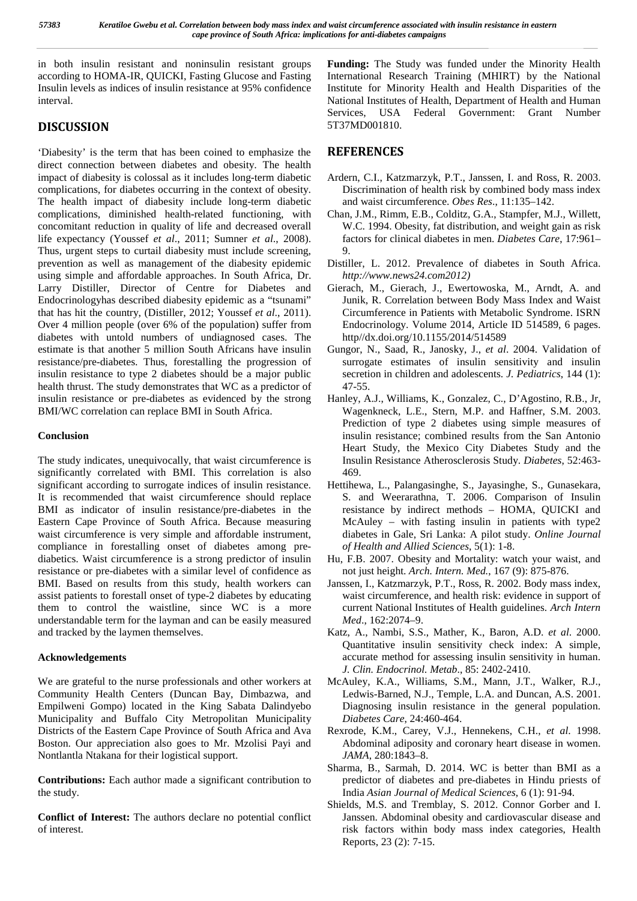in both insulin resistant and noninsulin resistant groups according to HOMA-IR, QUICKI, Fasting Glucose and Fasting Insulin levels as indices of insulin resistance at 95% confidence interval.

## DISCUSSION

'Diabesity' is the term that has been coined to emphasize the direct connection between diabetes and obesity. The health impact of diabesity is colossal as it includes long-term diabetic complications, for diabetes occurring in the context of obesity. The health impact of diabesity include long-term diabetic complications, diminished health-related functioning, with concomitant reduction in quality of life and decreased overall life expectancy (Youssef *et al*., 2011; Sumner *et al*., 2008). Thus, urgent steps to curtail diabesity must include screening, prevention as well as management of the diabesity epidemic using simple and affordable approaches. In South Africa, Dr. Larry Distiller, Director of Centre for Diabetes and Endocrinologyhas described diabesity epidemic as a "tsunami" that has hit the country, (Distiller, 2012; Youssef *et al*., 2011). Over 4 million people (over 6% of the population) suffer from diabetes with untold numbers of undiagnosed cases. The estimate is that another 5 million South Africans have insulin resistance/pre-diabetes. Thus, forestalling the progression of insulin resistance to type 2 diabetes should be a major public health thrust. The study demonstrates that WC as a predictor of insulin resistance or pre-diabetes as evidenced by the strong BMI/WC correlation can replace BMI in South Africa.

### Conclusion

The study indicates, unequivocally, that waist circumference is significantly correlated with BMI. This correlation is also significant according to surrogate indices of insulin resistance. It is recommended that waist circumference should replace BMI as indicator of insulin resistance/pre-diabetes in the Eastern Cape Province of South Africa. Because measuring waist circumference is very simple and affordable instrument, compliance in forestalling onset of diabetes among pre-diabetics. Waist circumference is a strong predictor of insulin resistance or pre-diabetes with a similar level of confidence as BMI. Based on results from this study, health workers can assist patients to forestall onset of type-2 diabetes by educating them to control the waistline, since WC is a more understandable term for the layman and can be easily measured and tracked by the laymen themselves.

### Acknowledgements

We are grateful to the nurse professionals and other workers at Community Health Centers (Duncan Bay, Dimbazwa, and Empilweni Gompo) located in the King Sabata Dalindyebo Municipality and Buffalo City Metropolitan Municipality Districts of the Eastern Cape Province of South Africa and Ava Boston. Our appreciation also goes to Mr. Mzolisi Payi and Nontlantla Ntakana for their logistical support.

**Contributions:** Each author made a significant contribution to the study.

**Conflict of Interest:** The authors declare no potential conflict of interest.

**Funding:** The Study was funded under the Minority Health International Research Training (MHIRT) by the National Institute for Minority Health and Health Disparities of the National Institutes of Health, Department of Health and Human Services, USA Federal Government: Grant Number 5T37MD001810.

## REFERENCES

Ardern, C.I., Katzmarzyk, P.T., Janssen, I. and Ross, R. 2003. Discrimination of health risk by combined body mass index and waist circumference. *Obes Res*., 11:135–142.

Chan, J.M., Rimm, E.B., Colditz, G.A., Stampfer, M.J., Willett, W.C. 1994. Obesity, fat distribution, and weight gain as risk factors for clinical diabetes in men. *Diabetes Care*, 17:961–9.

Distiller, L. 2012. Prevalence of diabetes in South Africa. *http://www.news24.com2012)*

Gierach, M., Gierach, J., Ewertowoska, M., Arndt, A. and Junik, R. Correlation between Body Mass Index and Waist Circumference in Patients with Metabolic Syndrome. ISRN Endocrinology. Volume 2014, Article ID 514589, 6 pages. http//dx.doi.org/10.1155/2014/514589

Gungor, N., Saad, R., Janosky, J., *et al*. 2004. Validation of surrogate estimates of insulin sensitivity and insulin secretion in children and adolescents. *J. Pediatrics*, 144 (1): 47-55.

Hanley, A.J., Williams, K., Gonzalez, C., D'Agostino, R.B., Jr, Wagenkneck, L.E., Stern, M.P. and Haffner, S.M. 2003. Prediction of type 2 diabetes using simple measures of insulin resistance; combined results from the San Antonio Heart Study, the Mexico City Diabetes Study and the Insulin Resistance Atherosclerosis Study. *Diabetes*, 52:463-469.

Hettihewa, L., Palangasinghe, S., Jayasinghe, S., Gunasekara, S. and Weerarathna, T. 2006. Comparison of Insulin resistance by indirect methods – HOMA, QUICKI and McAuley – with fasting insulin in patients with type2 diabetes in Gale, Sri Lanka: A pilot study. *Online Journal of Health and Allied Sciences*, 5(1): 1-8.

Hu, F.B. 2007. Obesity and Mortality: watch your waist, and not just height. *Arch. Intern. Med.*, 167 (9): 875-876.

Janssen, I., Katzmarzyk, P.T., Ross, R. 2002. Body mass index, waist circumference, and health risk: evidence in support of current National Institutes of Health guidelines. *Arch Intern Med*., 162:2074–9.

Katz, A., Nambi, S.S., Mather, K., Baron, A.D. *et al*. 2000. Quantitative insulin sensitivity check index: A simple, accurate method for assessing insulin sensitivity in human. *J. Clin. Endocrinol. Metab*., 85: 2402-2410.

McAuley, K.A., Williams, S.M., Mann, J.T., Walker, R.J., Ledwis-Barned, N.J., Temple, L.A. and Duncan, A.S. 2001. Diagnosing insulin resistance in the general population. *Diabetes Care*, 24:460-464.

Rexrode, K.M., Carey, V.J., Hennekens, C.H., *et al*. 1998. Abdominal adiposity and coronary heart disease in women. *JAMA*, 280:1843–8.

Sharma, B., Sarmah, D. 2014. WC is better than BMI as a predictor of diabetes and pre-diabetes in Hindu priests of India *Asian Journal of Medical Sciences*, 6 (1): 91-94.

Shields, M.S. and Tremblay, S. 2012. Connor Gorber and I. Janssen. Abdominal obesity and cardiovascular disease and risk factors within body mass index categories, Health Reports, 23 (2): 7-15.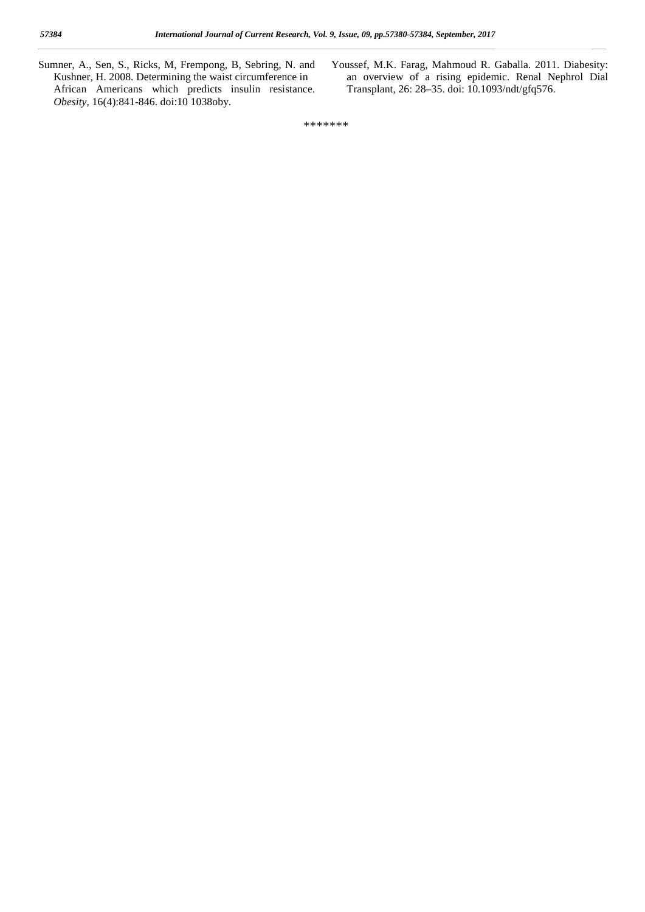Sumner, A., Sen, S., Ricks, M, Frempong, B, Sebring, N. and Kushner, H. 2008. Determining the waist circumference in African Americans which predicts insulin resistance. *Obesity*, 16(4):841-846. doi:10 1038oby.

Youssef, M.K. Farag, Mahmoud R. Gaballa. 2011. Diabesity: an overview of a rising epidemic. Renal Nephrol Dial Transplant, 26: 28–35. doi: 10.1093/ndt/gfq576.

*******